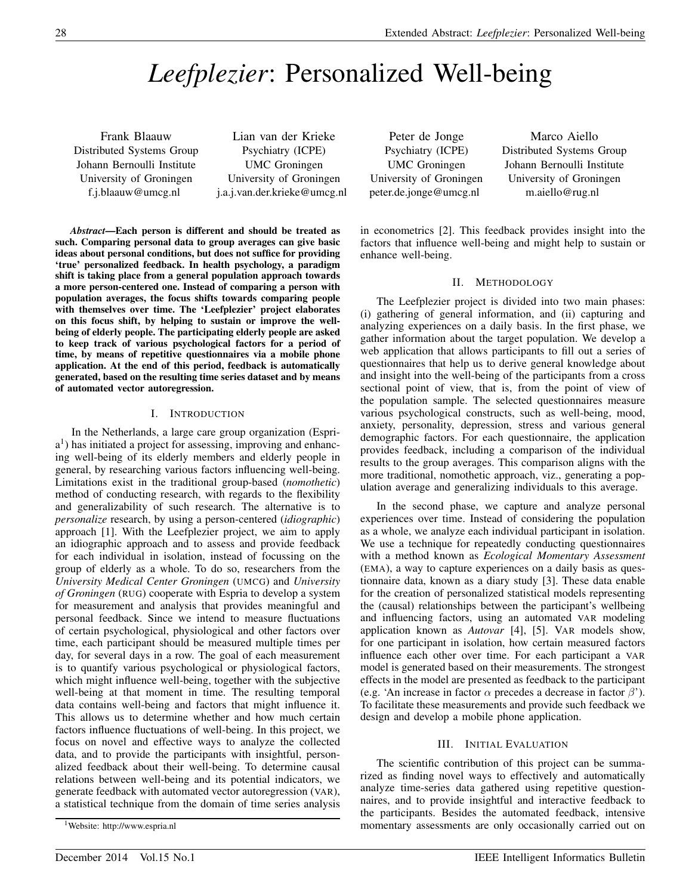# *Leefplezier*: Personalized Well-being

Frank Blaauw
Distributed Systems Group
Johann Bernoulli Institute
University of Groningen
f.j.blaauw@umcg.nl

Lian van der Krieke
Psychiatry (ICPE)
UMC Groningen
University of Groningen
j.a.j.van.der.krieke@umcg.nl

Peter de Jonge
Psychiatry (ICPE)
UMC Groningen
University of Groningen
peter.de.jonge@umcg.nl

Marco Aiello
Distributed Systems Group
Johann Bernoulli Institute
University of Groningen
m.aiello@rug.nl

***Abstract*—Each person is different and should be treated as such. Comparing personal data to group averages can give basic ideas about personal conditions, but does not suffice for providing 'true' personalized feedback. In health psychology, a paradigm shift is taking place from a general population approach towards a more person-centered one. Instead of comparing a person with population averages, the focus shifts towards comparing people with themselves over time. The 'Leefplezier' project elaborates on this focus shift, by helping to sustain or improve the well-being of elderly people. The participating elderly people are asked to keep track of various psychological factors for a period of time, by means of repetitive questionnaires via a mobile phone application. At the end of this period, feedback is automatically generated, based on the resulting time series dataset and by means of automated vector autoregression.**

## I. Introduction

In the Netherlands, a large care group organization (Espria[1]) has initiated a project for assessing, improving and enhancing well-being of its elderly members and elderly people in general, by researching various factors influencing well-being. Limitations exist in the traditional group-based (*nomothetic*) method of conducting research, with regards to the flexibility and generalizability of such research. The alternative is to *personalize* research, by using a person-centered (*idiographic*) approach [1]. With the Leefplezier project, we aim to apply an idiographic approach and to assess and provide feedback for each individual in isolation, instead of focussing on the group of elderly as a whole. To do so, researchers from the *University Medical Center Groningen* (UMCG) and *University of Groningen* (RUG) cooperate with Espria to develop a system for measurement and analysis that provides meaningful and personal feedback. Since we intend to measure fluctuations of certain psychological, physiological and other factors over time, each participant should be measured multiple times per day, for several days in a row. The goal of each measurement is to quantify various psychological or physiological factors, which might influence well-being, together with the subjective well-being at that moment in time. The resulting temporal data contains well-being and factors that might influence it. This allows us to determine whether and how much certain factors influence fluctuations of well-being. In this project, we focus on novel and effective ways to analyze the collected data, and to provide the participants with insightful, personalized feedback about their well-being. To determine causal relations between well-being and its potential indicators, we generate feedback with automated vector autoregression (VAR), a statistical technique from the domain of time series analysis in econometrics [2]. This feedback provides insight into the factors that influence well-being and might help to sustain or enhance well-being.

[1] Website: http://www.espria.nl

## II. Methodology

The Leefplezier project is divided into two main phases: (i) gathering of general information, and (ii) capturing and analyzing experiences on a daily basis. In the first phase, we gather information about the target population. We develop a web application that allows participants to fill out a series of questionnaires that help us to derive general knowledge about and insight into the well-being of the participants from a cross sectional point of view, that is, from the point of view of the population sample. The selected questionnaires measure various psychological constructs, such as well-being, mood, anxiety, personality, depression, stress and various general demographic factors. For each questionnaire, the application provides feedback, including a comparison of the individual results to the group averages. This comparison aligns with the more traditional, nomothetic approach, viz., generating a population average and generalizing individuals to this average.

In the second phase, we capture and analyze personal experiences over time. Instead of considering the population as a whole, we analyze each individual participant in isolation. We use a technique for repeatedly conducting questionnaires with a method known as *Ecological Momentary Assessment* (EMA), a way to capture experiences on a daily basis as questionnaire data, known as a diary study [3]. These data enable for the creation of personalized statistical models representing the (causal) relationships between the participant's wellbeing and influencing factors, using an automated VAR modeling application known as *Autovar* [4], [5]. VAR models show, for one participant in isolation, how certain measured factors influence each other over time. For each participant a VAR model is generated based on their measurements. The strongest effects in the model are presented as feedback to the participant (e.g. 'An increase in factor $\alpha$ precedes a decrease in factor $\beta$'). To facilitate these measurements and provide such feedback we design and develop a mobile phone application.

## III. Initial Evaluation

The scientific contribution of this project can be summarized as finding novel ways to effectively and automatically analyze time-series data gathered using repetitive questionnaires, and to provide insightful and interactive feedback to the participants. Besides the automated feedback, intensive momentary assessments are only occasionally carried out on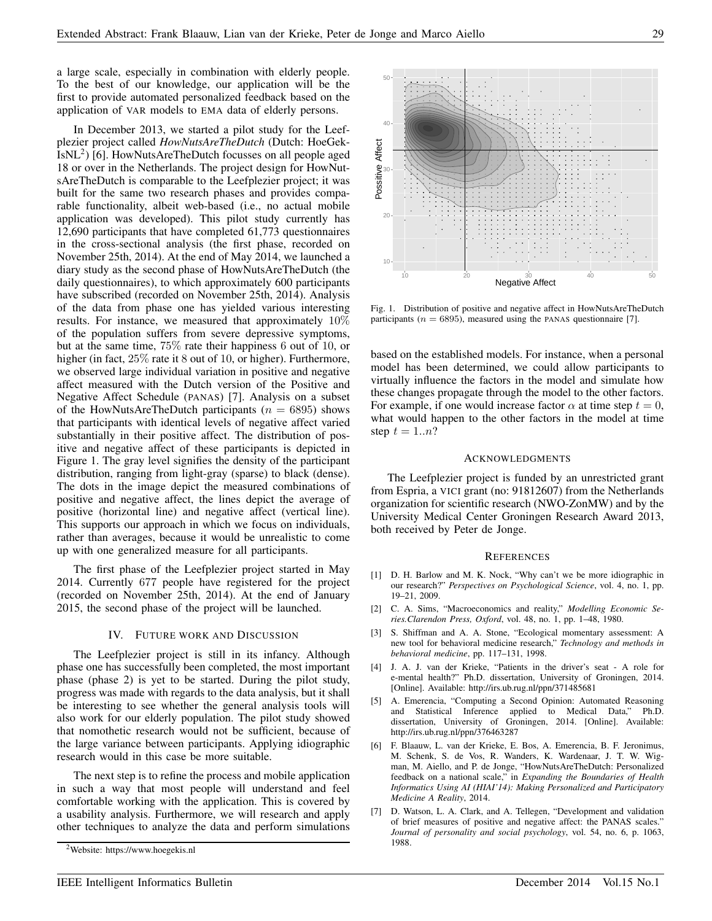a large scale, especially in combination with elderly people. To the best of our knowledge, our application will be the first to provide automated personalized feedback based on the application of VAR models to EMA data of elderly persons.

In December 2013, we started a pilot study for the Leefplezier project called *HowNutsAreTheDutch* (Dutch: HoeGekIsNL[2]) [6]. HowNutsAreTheDutch focusses on all people aged 18 or over in the Netherlands. The project design for HowNutsAreTheDutch is comparable to the Leefplezier project; it was built for the same two research phases and provides comparable functionality, albeit web-based (i.e., no actual mobile application was developed). This pilot study currently has 12,690 participants that have completed 61,773 questionnaires in the cross-sectional analysis (the first phase, recorded on November 25th, 2014). At the end of May 2014, we launched a diary study as the second phase of HowNutsAreTheDutch (the daily questionnaires), to which approximately 600 participants have subscribed (recorded on November 25th, 2014). Analysis of the data from phase one has yielded various interesting results. For instance, we measured that approximately $10\%$ of the population suffers from severe depressive symptoms, but at the same time, $75\%$ rate their happiness 6 out of 10, or higher (in fact, $25\%$ rate it 8 out of 10, or higher). Furthermore, we observed large individual variation in positive and negative affect measured with the Dutch version of the Positive and Negative Affect Schedule (PANAS) [7]. Analysis on a subset of the HowNutsAreTheDutch participants ($n = 6895$) shows that participants with identical levels of negative affect varied substantially in their positive affect. The distribution of positive and negative affect of these participants is depicted in Figure 1. The gray level signifies the density of the participant distribution, ranging from light-gray (sparse) to black (dense). The dots in the image depict the measured combinations of positive and negative affect, the lines depict the average of positive (horizontal line) and negative affect (vertical line). This supports our approach in which we focus on individuals, rather than averages, because it would be unrealistic to come up with one generalized measure for all participants.

The first phase of the Leefplezier project started in May 2014. Currently 677 people have registered for the project (recorded on November 25th, 2014). At the end of January 2015, the second phase of the project will be launched.

## IV. Future Work and Discussion

The Leefplezier project is still in its infancy. Although phase one has successfully been completed, the most important phase (phase 2) is yet to be started. During the pilot study, progress was made with regards to the data analysis, but it shall be interesting to see whether the general analysis tools will also work for our elderly population. The pilot study showed that nomothetic research would not be sufficient, because of the large variance between participants. Applying idiographic research would in this case be more suitable.

The next step is to refine the process and mobile application in such a way that most people will understand and feel comfortable working with the application. This is covered by a usability analysis. Furthermore, we will research and apply other techniques to analyze the data and perform simulations based on the established models. For instance, when a personal model has been determined, we could allow participants to virtually influence the factors in the model and simulate how these changes propagate through the model to the other factors. For example, if one would increase factor $\alpha$ at time step $t = 0$, what would happen to the other factors in the model at time step $t = 1..n$?

[2] Website: https://www.hoegekis.nl

Possitive Affect
50
40
30
20
10
Negative Affect
10
20
30
40
50

Fig. 1. Distribution of positive and negative affect in HowNutsAreTheDutch participants ($n = 6895$), measured using the PANAS questionnaire [7].

## Acknowledgments

The Leefplezier project is funded by an unrestricted grant from Espria, a VICI grant (no: 91812607) from the Netherlands organization for scientific research (NWO-ZonMW) and by the University Medical Center Groningen Research Award 2013, both received by Peter de Jonge.

## References

[1] D. H. Barlow and M. K. Nock, "Why can't we be more idiographic in our research?" *Perspectives on Psychological Science*, vol. 4, no. 1, pp. 19–21, 2009.

[2] C. A. Sims, "Macroeconomics and reality," *Modelling Economic Series.Clarendon Press, Oxford*, vol. 48, no. 1, pp. 1–48, 1980.

[3] S. Shiffman and A. A. Stone, "Ecological momentary assessment: A new tool for behavioral medicine research," *Technology and methods in behavioral medicine*, pp. 117–131, 1998.

[4] J. A. J. van der Krieke, "Patients in the driver's seat - A role for e-mental health?" Ph.D. dissertation, University of Groningen, 2014. [Online]. Available: http://irs.ub.rug.nl/ppn/371485681

[5] A. Emerencia, "Computing a Second Opinion: Automated Reasoning and Statistical Inference applied to Medical Data," Ph.D. dissertation, University of Groningen, 2014. [Online]. Available: http://irs.ub.rug.nl/ppn/376463287

[6] F. Blaauw, L. van der Krieke, E. Bos, A. Emerencia, B. F. Jeronimus, M. Schenk, S. de Vos, R. Wanders, K. Wardenaar, J. T. W. Wigman, M. Aiello, and P. de Jonge, "HowNutsAreTheDutch: Personalized feedback on a national scale," in *Expanding the Boundaries of Health Informatics Using AI (HIAI'14): Making Personalized and Participatory Medicine A Reality*, 2014.

[7] D. Watson, L. A. Clark, and A. Tellegen, "Development and validation of brief measures of positive and negative affect: the PANAS scales." *Journal of personality and social psychology*, vol. 54, no. 6, p. 1063, 1988.